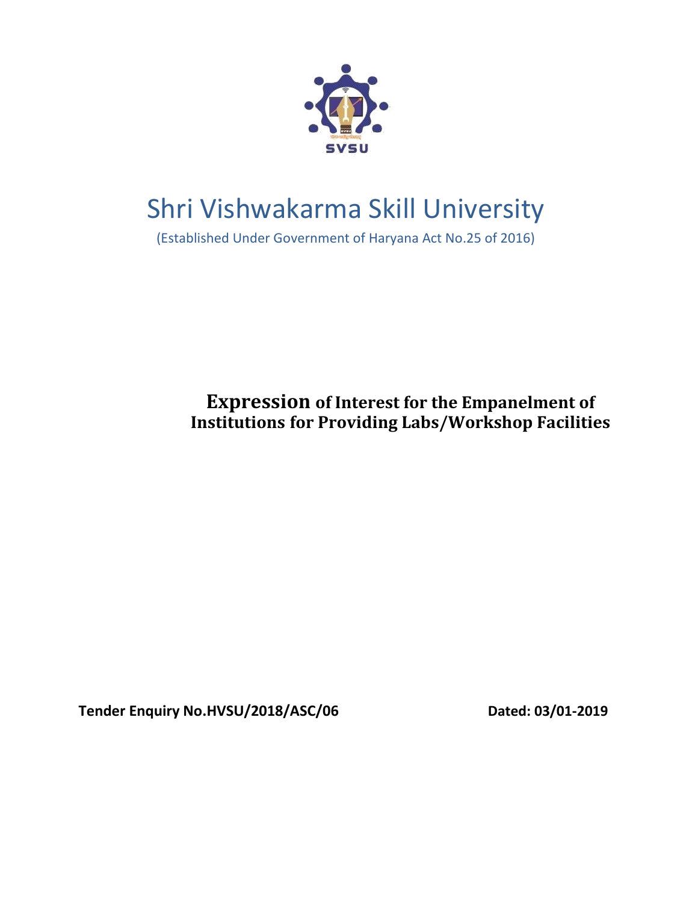SVSU

# Shri Vishwakarma Skill University

(Established Under Government of Haryana Act No.25 of 2016)

## Expression of Interest for the Empanelment of Institutions for Providing Labs/Workshop Facilities

**Tender Enquiry No.HVSU/2018/ASC/06** **Dated: 03/01-2019**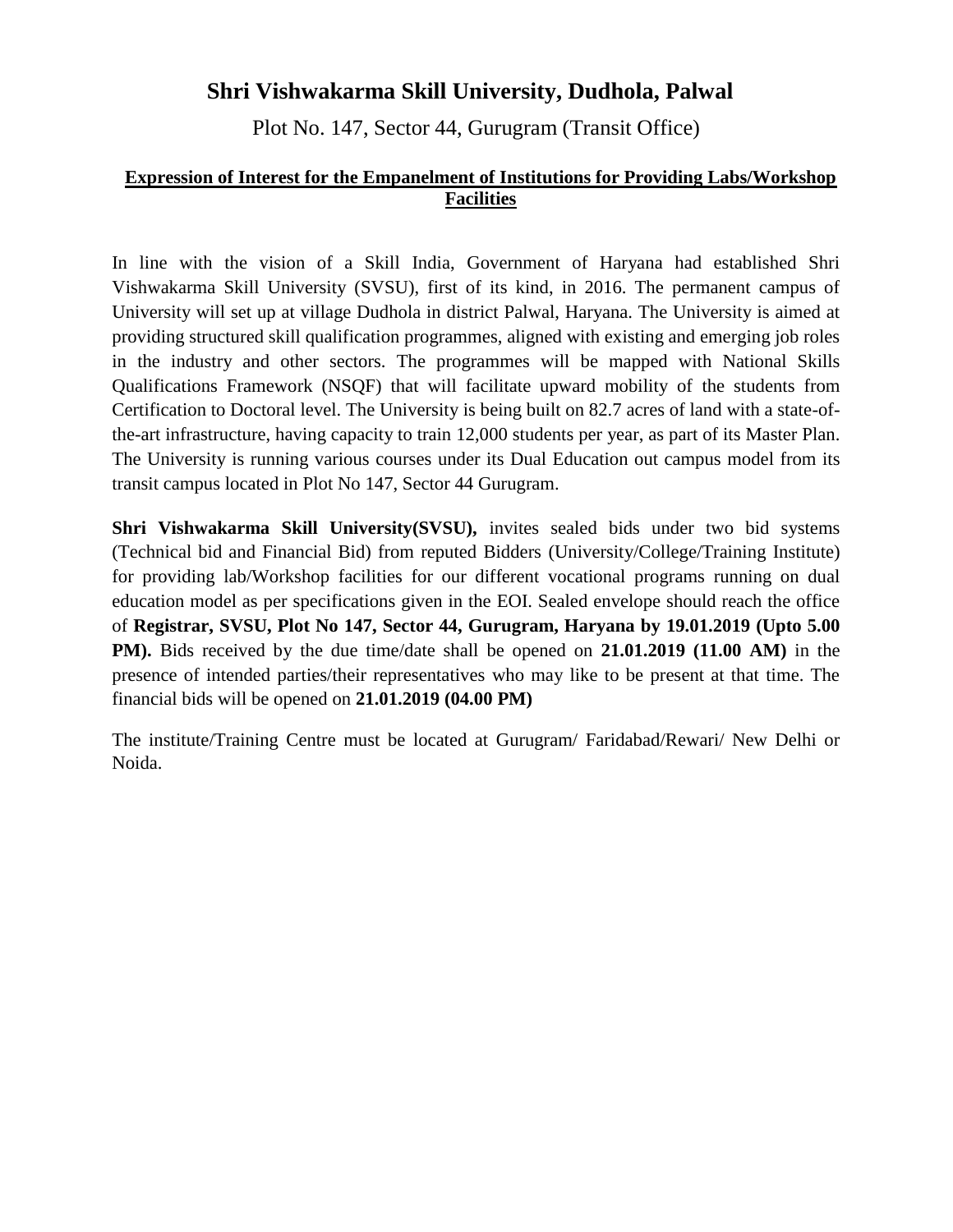# Shri Vishwakarma Skill University, Dudhola, Palwal

Plot No. 147, Sector 44, Gurugram (Transit Office)

## **Expression of Interest for the Empanelment of Institutions for Providing Labs/Workshop Facilities**

In line with the vision of a Skill India, Government of Haryana had established Shri Vishwakarma Skill University (SVSU), first of its kind, in 2016. The permanent campus of University will set up at village Dudhola in district Palwal, Haryana. The University is aimed at providing structured skill qualification programmes, aligned with existing and emerging job roles in the industry and other sectors. The programmes will be mapped with National Skills Qualifications Framework (NSQF) that will facilitate upward mobility of the students from Certification to Doctoral level. The University is being built on 82.7 acres of land with a state-of-the-art infrastructure, having capacity to train 12,000 students per year, as part of its Master Plan. The University is running various courses under its Dual Education out campus model from its transit campus located in Plot No 147, Sector 44 Gurugram.

**Shri Vishwakarma Skill University(SVSU),** invites sealed bids under two bid systems (Technical bid and Financial Bid) from reputed Bidders (University/College/Training Institute) for providing lab/Workshop facilities for our different vocational programs running on dual education model as per specifications given in the EOI. Sealed envelope should reach the office of **Registrar, SVSU, Plot No 147, Sector 44, Gurugram, Haryana by 19.01.2019 (Upto 5.00 PM).** Bids received by the due time/date shall be opened on **21.01.2019 (11.00 AM)** in the presence of intended parties/their representatives who may like to be present at that time. The financial bids will be opened on **21.01.2019 (04.00 PM)**

The institute/Training Centre must be located at Gurugram/ Faridabad/Rewari/ New Delhi or Noida.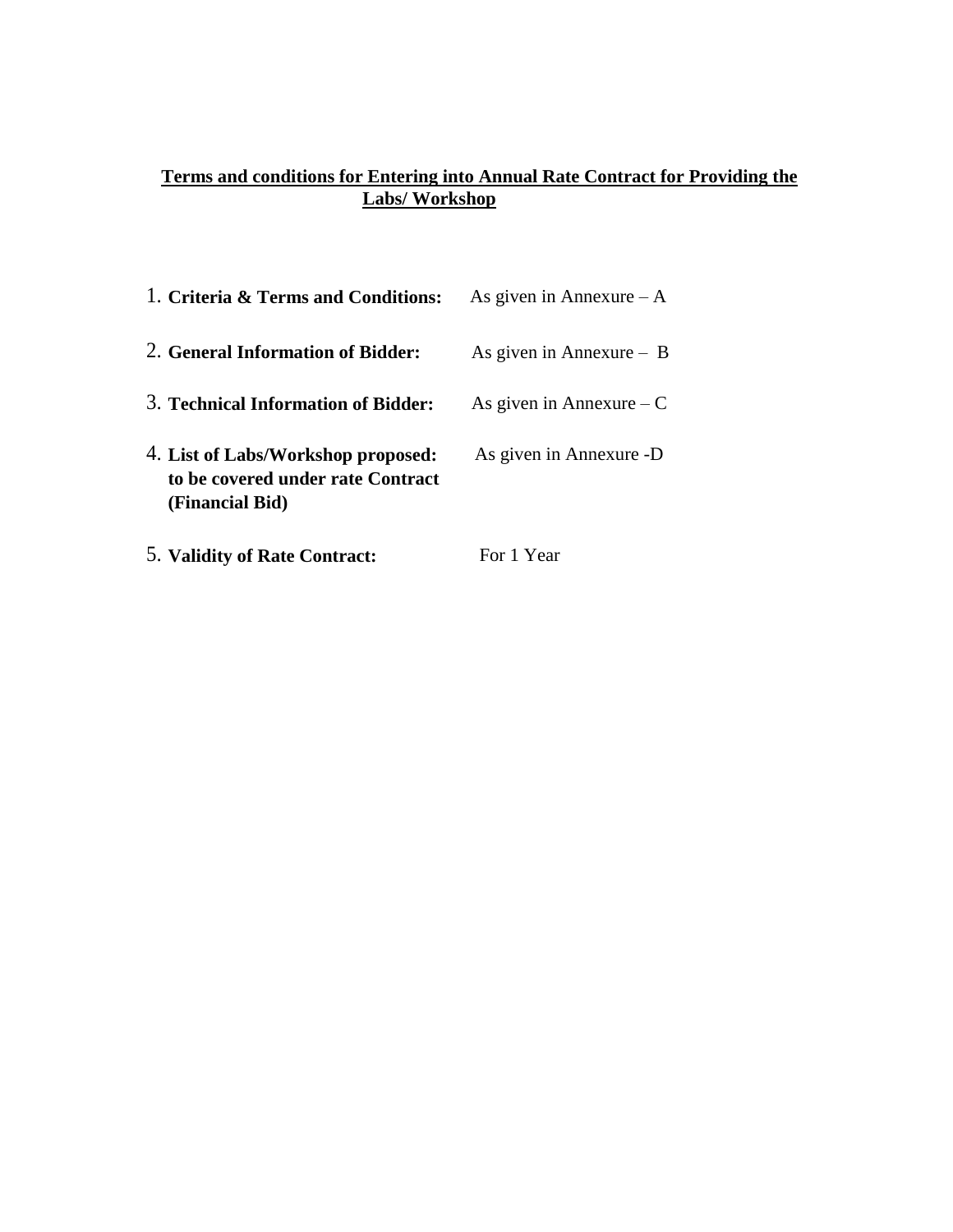# Terms and conditions for Entering into Annual Rate Contract for Providing the Labs/ Workshop

1. **Criteria & Terms and Conditions:** As given in Annexure – A

2. **General Information of Bidder:** As given in Annexure – B

3. **Technical Information of Bidder:** As given in Annexure – C

4. **List of Labs/Workshop proposed: to be covered under rate Contract (Financial Bid)** As given in Annexure -D

5. **Validity of Rate Contract:** For 1 Year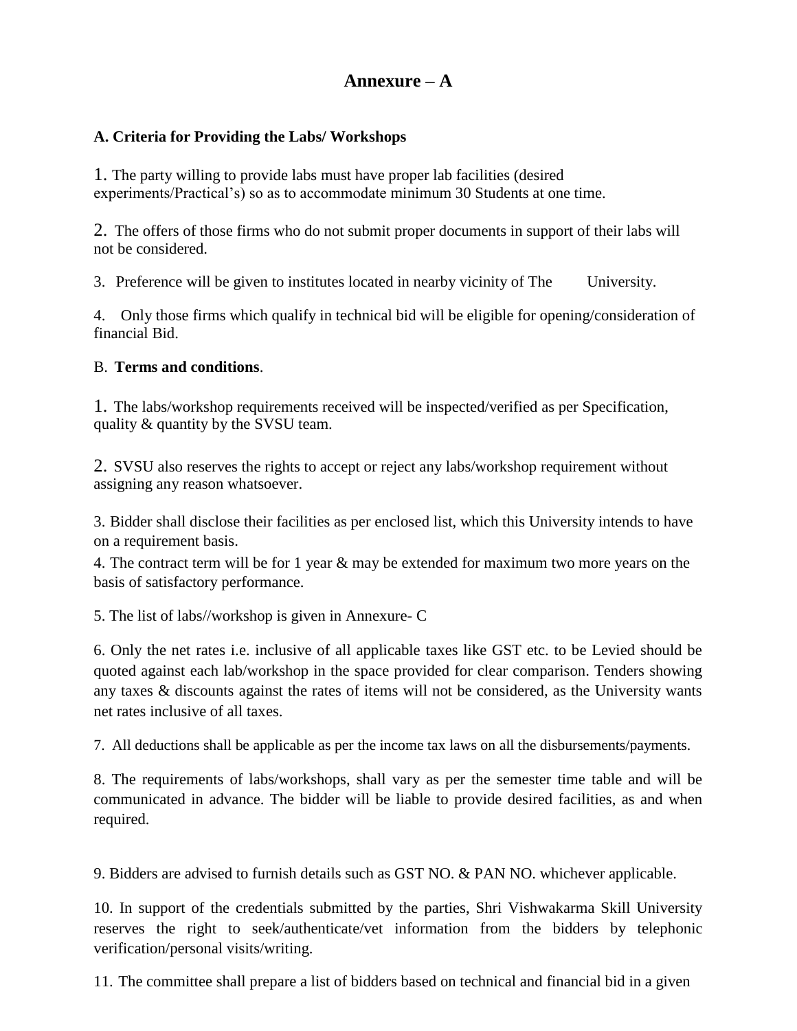# Annexure – A

**A. Criteria for Providing the Labs/ Workshops**

1. The party willing to provide labs must have proper lab facilities (desired experiments/Practical's) so as to accommodate minimum 30 Students at one time.

2. The offers of those firms who do not submit proper documents in support of their labs will not be considered.

3. Preference will be given to institutes located in nearby vicinity of The University.

4. Only those firms which qualify in technical bid will be eligible for opening/consideration of financial Bid.

B. **Terms and conditions**.

1. The labs/workshop requirements received will be inspected/verified as per Specification, quality & quantity by the SVSU team.

2. SVSU also reserves the rights to accept or reject any labs/workshop requirement without assigning any reason whatsoever.

3. Bidder shall disclose their facilities as per enclosed list, which this University intends to have on a requirement basis.

4. The contract term will be for 1 year & may be extended for maximum two more years on the basis of satisfactory performance.

5. The list of labs//workshop is given in Annexure- C

6. Only the net rates i.e. inclusive of all applicable taxes like GST etc. to be Levied should be quoted against each lab/workshop in the space provided for clear comparison. Tenders showing any taxes & discounts against the rates of items will not be considered, as the University wants net rates inclusive of all taxes.

7. All deductions shall be applicable as per the income tax laws on all the disbursements/payments.

8. The requirements of labs/workshops, shall vary as per the semester time table and will be communicated in advance. The bidder will be liable to provide desired facilities, as and when required.

9. Bidders are advised to furnish details such as GST NO. & PAN NO. whichever applicable.

10. In support of the credentials submitted by the parties, Shri Vishwakarma Skill University reserves the right to seek/authenticate/vet information from the bidders by telephonic verification/personal visits/writing.

11. The committee shall prepare a list of bidders based on technical and financial bid in a given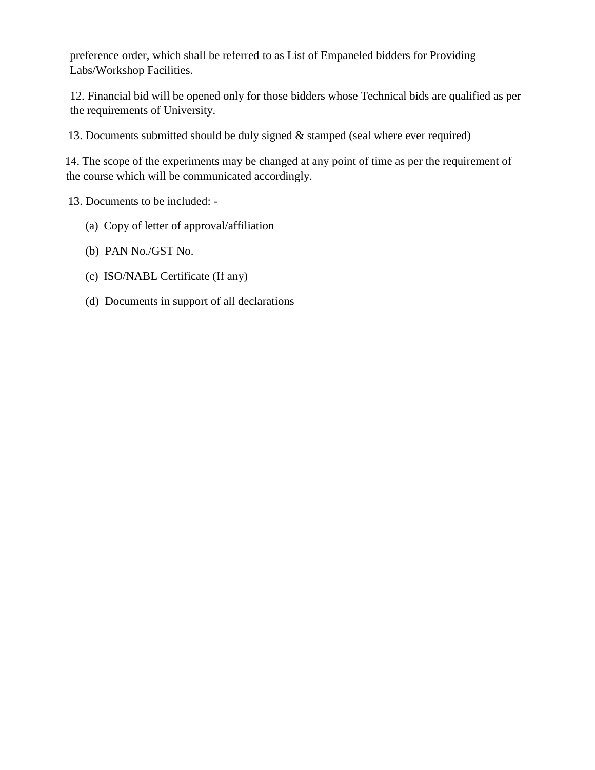preference order, which shall be referred to as List of Empaneled bidders for Providing Labs/Workshop Facilities.

12. Financial bid will be opened only for those bidders whose Technical bids are qualified as per the requirements of University.

13. Documents submitted should be duly signed & stamped (seal where ever required)

14. The scope of the experiments may be changed at any point of time as per the requirement of the course which will be communicated accordingly.

13. Documents to be included: -

(a) Copy of letter of approval/affiliation

(b) PAN No./GST No.

(c) ISO/NABL Certificate (If any)

(d) Documents in support of all declarations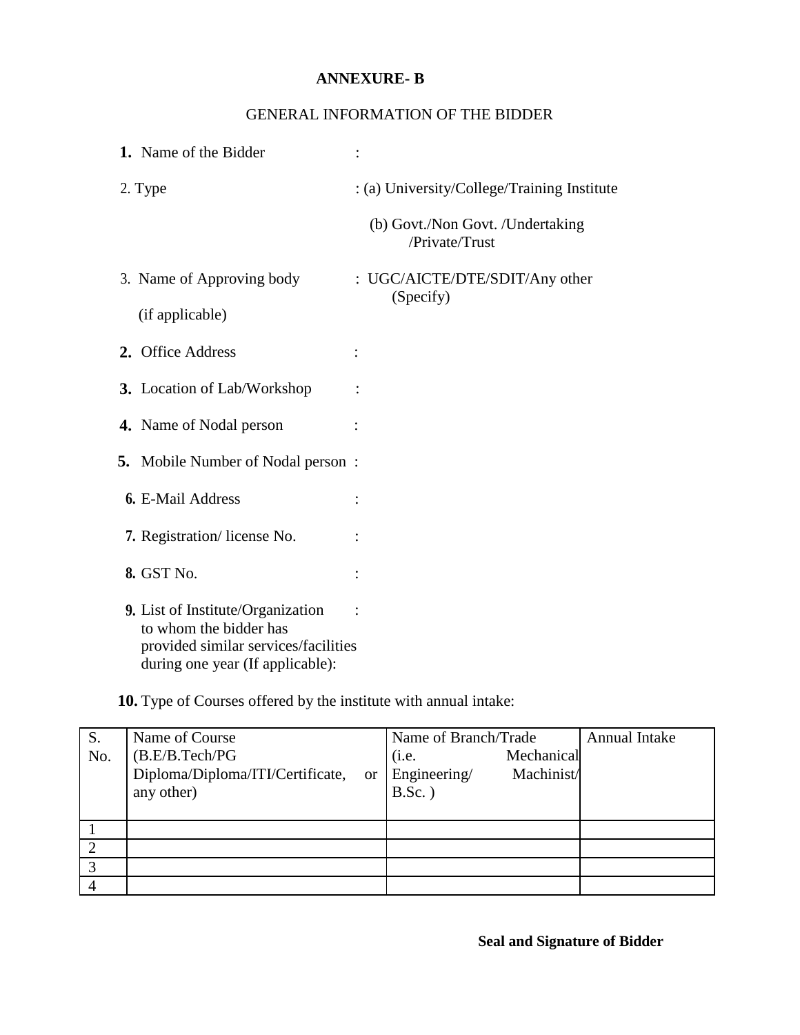# ANNEXURE- B

## GENERAL INFORMATION OF THE BIDDER

**1.** Name of the Bidder :

2. Type : (a) University/College/Training Institute

(b) Govt./Non Govt. /Undertaking /Private/Trust

3. Name of Approving body (if applicable) : UGC/AICTE/DTE/SDIT/Any other (Specify)

**2.** Office Address :

**3.** Location of Lab/Workshop :

**4.** Name of Nodal person :

**5.** Mobile Number of Nodal person :

**6.** E-Mail Address :

**7.** Registration/ license No. :

**8.** GST No. :

**9.** List of Institute/Organization to whom the bidder has provided similar services/facilities during one year (If applicable): :

**10.** Type of Courses offered by the institute with annual intake:

| S. No. | Name of Course (B.E/B.Tech/PG Diploma/Diploma/ITI/Certificate, or any other) | Name of Branch/Trade (i.e. Mechanical Engineering/ Machinist/ B.Sc. ) | Annual Intake |
|---|---|---|---|
| 1 | | | |
| 2 | | | |
| 3 | | | |
| 4 | | | |

**Seal and Signature of Bidder**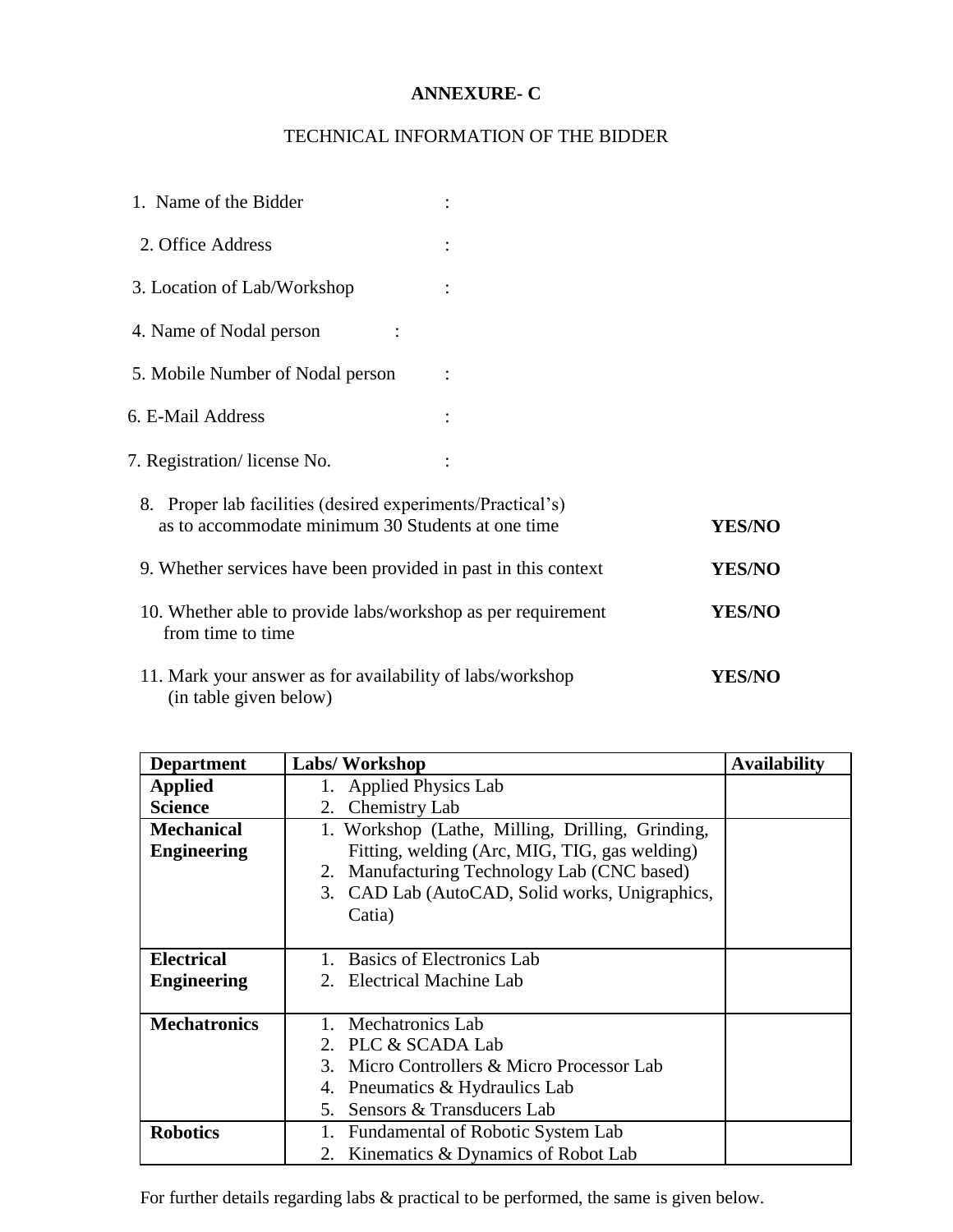## ANNEXURE- C

TECHNICAL INFORMATION OF THE BIDDER

1. Name of the Bidder :
2. Office Address :
3. Location of Lab/Workshop :
4. Name of Nodal person :
5. Mobile Number of Nodal person :
6. E-Mail Address :
7. Registration/ license No. :
8. Proper lab facilities (desired experiments/Practical's) as to accommodate minimum 30 Students at one time **YES/NO**
9. Whether services have been provided in past in this context **YES/NO**
10. Whether able to provide labs/workshop as per requirement from time to time **YES/NO**
11. Mark your answer as for availability of labs/workshop (in table given below) **YES/NO**

| **Department** | **Labs/ Workshop** | **Availability** |
|---|---|---|
| **Applied Science** | 1. Applied Physics Lab<br>2. Chemistry Lab | |
| **Mechanical Engineering** | 1. Workshop (Lathe, Milling, Drilling, Grinding, Fitting, welding (Arc, MIG, TIG, gas welding)<br>2. Manufacturing Technology Lab (CNC based)<br>3. CAD Lab (AutoCAD, Solid works, Unigraphics, Catia) | |
| **Electrical Engineering** | 1. Basics of Electronics Lab<br>2. Electrical Machine Lab | |
| **Mechatronics** | 1. Mechatronics Lab<br>2. PLC & SCADA Lab<br>3. Micro Controllers & Micro Processor Lab<br>4. Pneumatics & Hydraulics Lab<br>5. Sensors & Transducers Lab | |
| **Robotics** | 1. Fundamental of Robotic System Lab<br>2. Kinematics & Dynamics of Robot Lab | |

For further details regarding labs & practical to be performed, the same is given below.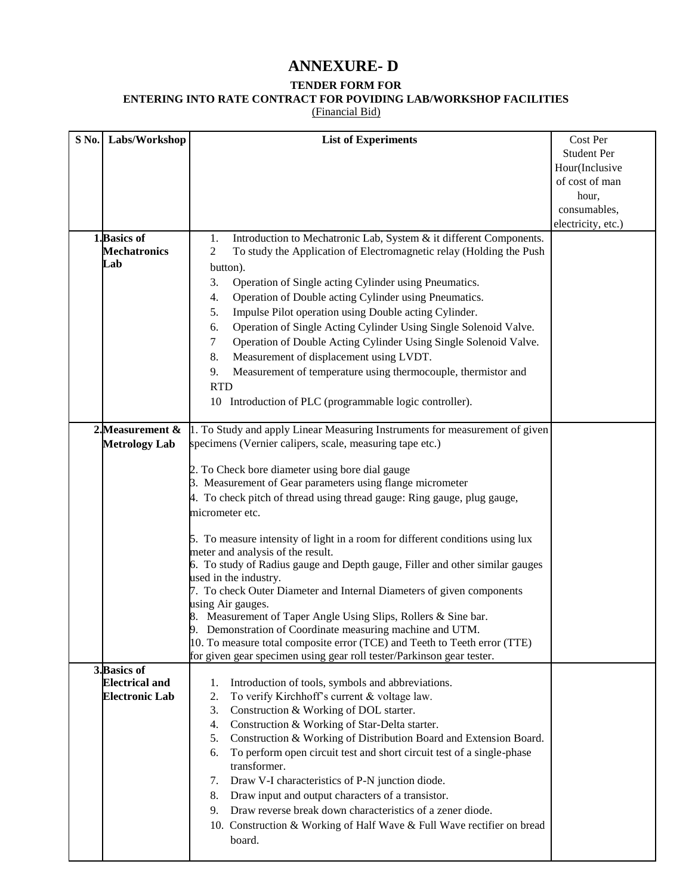# ANNEXURE- D

**TENDER FORM FOR**
**ENTERING INTO RATE CONTRACT FOR POVIDING LAB/WORKSHOP FACILITIES**
(Financial Bid)

| S No. | Labs/Workshop | List of Experiments | Cost Per Student Per Hour(Inclusive of cost of man hour, consumables, electricity, etc.) |
|---|---|---|---|
| 1. | **Basics of Mechatronics Lab** | 1. Introduction to Mechatronic Lab, System & it different Components.<br>2 To study the Application of Electromagnetic relay (Holding the Push button).<br>3. Operation of Single acting Cylinder using Pneumatics.<br>4. Operation of Double acting Cylinder using Pneumatics.<br>5. Impulse Pilot operation using Double acting Cylinder.<br>6. Operation of Single Acting Cylinder Using Single Solenoid Valve.<br>7 Operation of Double Acting Cylinder Using Single Solenoid Valve.<br>8. Measurement of displacement using LVDT.<br>9. Measurement of temperature using thermocouple, thermistor and RTD<br>10 Introduction of PLC (programmable logic controller). | |
| 2. | **Measurement & Metrology Lab** | 1. To Study and apply Linear Measuring Instruments for measurement of given specimens (Vernier calipers, scale, measuring tape etc.)<br>2. To Check bore diameter using bore dial gauge<br>3. Measurement of Gear parameters using flange micrometer<br>4. To check pitch of thread using thread gauge: Ring gauge, plug gauge, micrometer etc.<br>5. To measure intensity of light in a room for different conditions using lux meter and analysis of the result.<br>6. To study of Radius gauge and Depth gauge, Filler and other similar gauges used in the industry.<br>7. To check Outer Diameter and Internal Diameters of given components using Air gauges.<br>8. Measurement of Taper Angle Using Slips, Rollers & Sine bar.<br>9. Demonstration of Coordinate measuring machine and UTM.<br>10. To measure total composite error (TCE) and Teeth to Teeth error (TTE) for given gear specimen using gear roll tester/Parkinson gear tester. | |
| 3. | **Basics of Electrical and Electronic Lab** | 1. Introduction of tools, symbols and abbreviations.<br>2. To verify Kirchhoff's current & voltage law.<br>3. Construction & Working of DOL starter.<br>4. Construction & Working of Star-Delta starter.<br>5. Construction & Working of Distribution Board and Extension Board.<br>6. To perform open circuit test and short circuit test of a single-phase transformer.<br>7. Draw V-I characteristics of P-N junction diode.<br>8. Draw input and output characters of a transistor.<br>9. Draw reverse break down characteristics of a zener diode.<br>10. Construction & Working of Half Wave & Full Wave rectifier on bread board. | |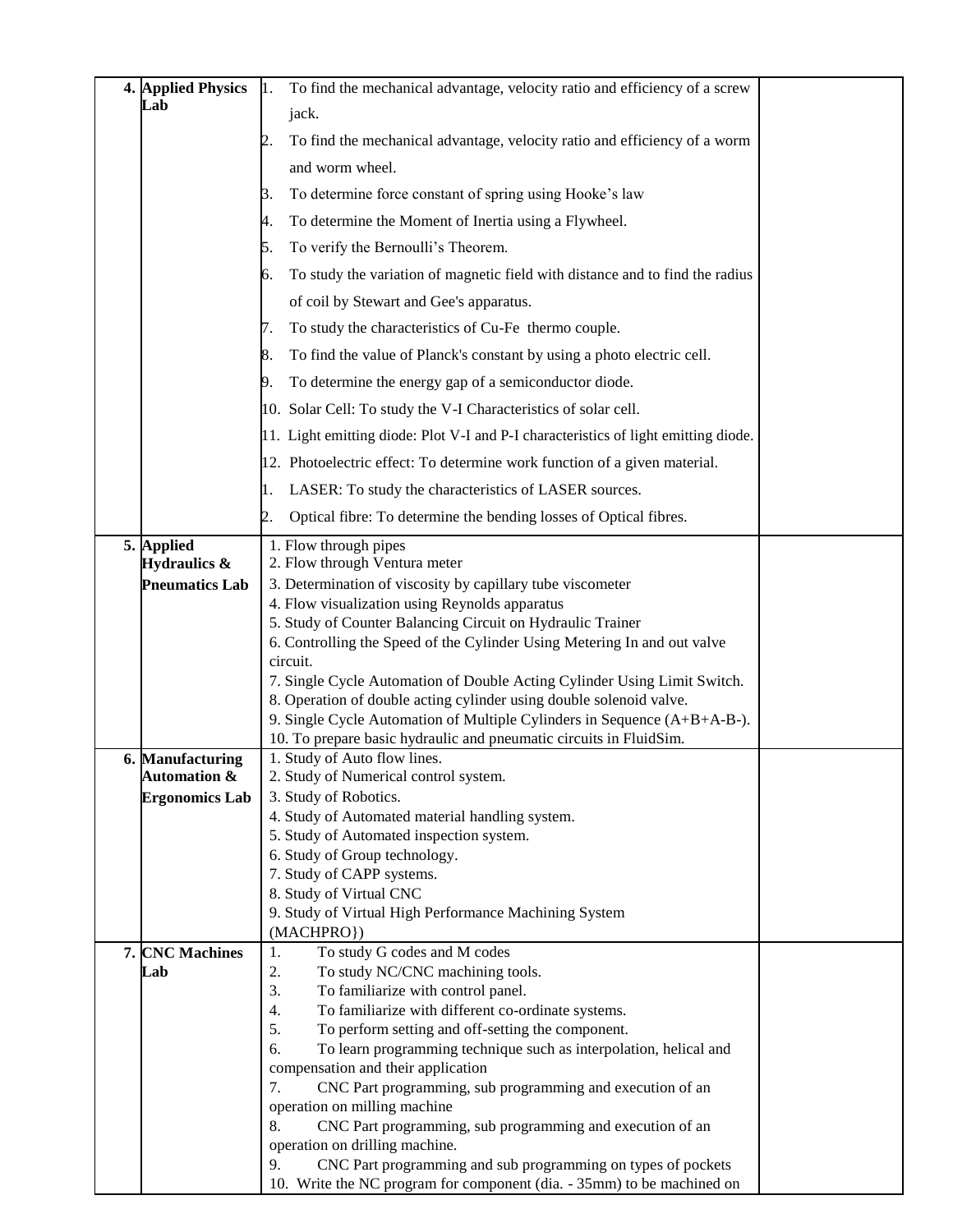| | | | |
|---|---|---|---|
| **4.** | **Applied Physics Lab** | 1. To find the mechanical advantage, velocity ratio and efficiency of a screw jack.<br>2. To find the mechanical advantage, velocity ratio and efficiency of a worm and worm wheel.<br>3. To determine force constant of spring using Hooke's law<br>4. To determine the Moment of Inertia using a Flywheel.<br>5. To verify the Bernoulli's Theorem.<br>6. To study the variation of magnetic field with distance and to find the radius of coil by Stewart and Gee's apparatus.<br>7. To study the characteristics of Cu-Fe thermo couple.<br>8. To find the value of Planck's constant by using a photo electric cell.<br>9. To determine the energy gap of a semiconductor diode.<br>10. Solar Cell: To study the V-I Characteristics of solar cell.<br>11. Light emitting diode: Plot V-I and P-I characteristics of light emitting diode.<br>12. Photoelectric effect: To determine work function of a given material.<br>1. LASER: To study the characteristics of LASER sources.<br>2. Optical fibre: To determine the bending losses of Optical fibres. | |
| **5.** | **Applied Hydraulics & Pneumatics Lab** | 1. Flow through pipes<br>2. Flow through Ventura meter<br>3. Determination of viscosity by capillary tube viscometer<br>4. Flow visualization using Reynolds apparatus<br>5. Study of Counter Balancing Circuit on Hydraulic Trainer<br>6. Controlling the Speed of the Cylinder Using Metering In and out valve circuit.<br>7. Single Cycle Automation of Double Acting Cylinder Using Limit Switch.<br>8. Operation of double acting cylinder using double solenoid valve.<br>9. Single Cycle Automation of Multiple Cylinders in Sequence (A+B+A-B-).<br>10. To prepare basic hydraulic and pneumatic circuits in FluidSim. | |
| **6.** | **Manufacturing Automation & Ergonomics Lab** | 1. Study of Auto flow lines.<br>2. Study of Numerical control system.<br>3. Study of Robotics.<br>4. Study of Automated material handling system.<br>5. Study of Automated inspection system.<br>6. Study of Group technology.<br>7. Study of CAPP systems.<br>8. Study of Virtual CNC<br>9. Study of Virtual High Performance Machining System (MACHPRO}) | |
| **7.** | **CNC Machines Lab** | 1. To study G codes and M codes<br>2. To study NC/CNC machining tools.<br>3. To familiarize with control panel.<br>4. To familiarize with different co-ordinate systems.<br>5. To perform setting and off-setting the component.<br>6. To learn programming technique such as interpolation, helical and compensation and their application<br>7. CNC Part programming, sub programming and execution of an operation on milling machine<br>8. CNC Part programming, sub programming and execution of an operation on drilling machine.<br>9. CNC Part programming and sub programming on types of pockets<br>10. Write the NC program for component (dia. - 35mm) to be machined on | |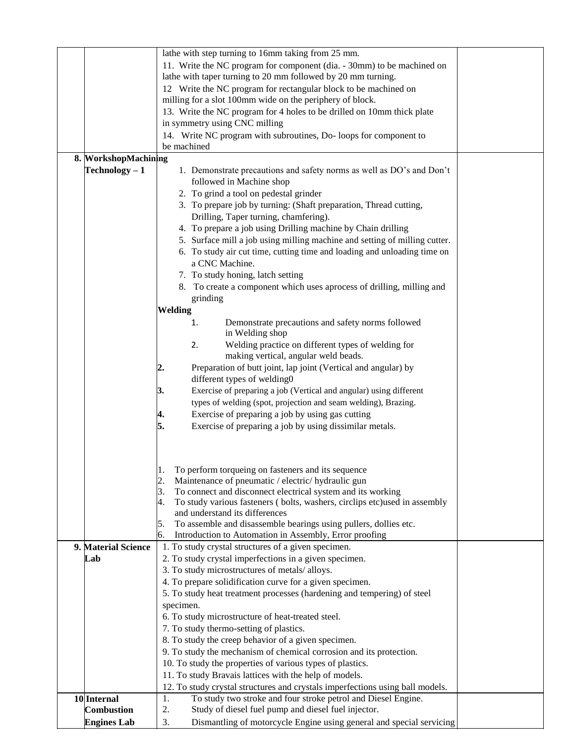| | | | |
|---|---|---|---|
| | | lathe with step turning to 16mm taking from 25 mm.<br>11. Write the NC program for component (dia. - 30mm) to be machined on lathe with taper turning to 20 mm followed by 20 mm turning.<br>12 Write the NC program for rectangular block to be machined on milling for a slot 100mm wide on the periphery of block.<br>13. Write the NC program for 4 holes to be drilled on 10mm thick plate in symmetry using CNC milling<br>14. Write NC program with subroutines, Do- loops for component to be machined | |
| **8.** | **WorkshopMachining Technology – 1** | 1. Demonstrate precautions and safety norms as well as DO's and Don't followed in Machine shop<br>2. To grind a tool on pedestal grinder<br>3. To prepare job by turning: (Shaft preparation, Thread cutting, Drilling, Taper turning, chamfering).<br>4. To prepare a job using Drilling machine by Chain drilling<br>5. Surface mill a job using milling machine and setting of milling cutter.<br>6. To study air cut time, cutting time and loading and unloading time on a CNC Machine.<br>7. To study honing, latch setting<br>8. To create a component which uses aprocess of drilling, milling and grinding<br>**Welding**<br>1. Demonstrate precautions and safety norms followed in Welding shop<br>2. Welding practice on different types of welding for making vertical, angular weld beads.<br>**2.** Preparation of butt joint, lap joint (Vertical and angular) by different types of welding0<br>**3.** Exercise of preparing a job (Vertical and angular) using different types of welding (spot, projection and seam welding), Brazing.<br>**4.** Exercise of preparing a job by using gas cutting<br>**5.** Exercise of preparing a job by using dissimilar metals.<br><br>1. To perform torqueing on fasteners and its sequence<br>2. Maintenance of pneumatic / electric/ hydraulic gun<br>3. To connect and disconnect electrical system and its working<br>4. To study various fasteners ( bolts, washers, circlips etc)used in assembly and understand its differences<br>5. To assemble and disassemble bearings using pullers, dollies etc.<br>6. Introduction to Automation in Assembly, Error proofing | |
| **9.** | **Material Science Lab** | 1. To study crystal structures of a given specimen.<br>2. To study crystal imperfections in a given specimen.<br>3. To study microstructures of metals/ alloys.<br>4. To prepare solidification curve for a given specimen.<br>5. To study heat treatment processes (hardening and tempering) of steel specimen.<br>6. To study microstructure of heat-treated steel.<br>7. To study thermo-setting of plastics.<br>8. To study the creep behavior of a given specimen.<br>9. To study the mechanism of chemical corrosion and its protection.<br>10. To study the properties of various types of plastics.<br>11. To study Bravais lattices with the help of models.<br>12. To study crystal structures and crystals imperfections using ball models. | |
| **10** | **Internal Combustion Engines Lab** | 1. To study two stroke and four stroke petrol and Diesel Engine.<br>2. Study of diesel fuel pump and diesel fuel injector.<br>3. Dismantling of motorcycle Engine using general and special servicing | |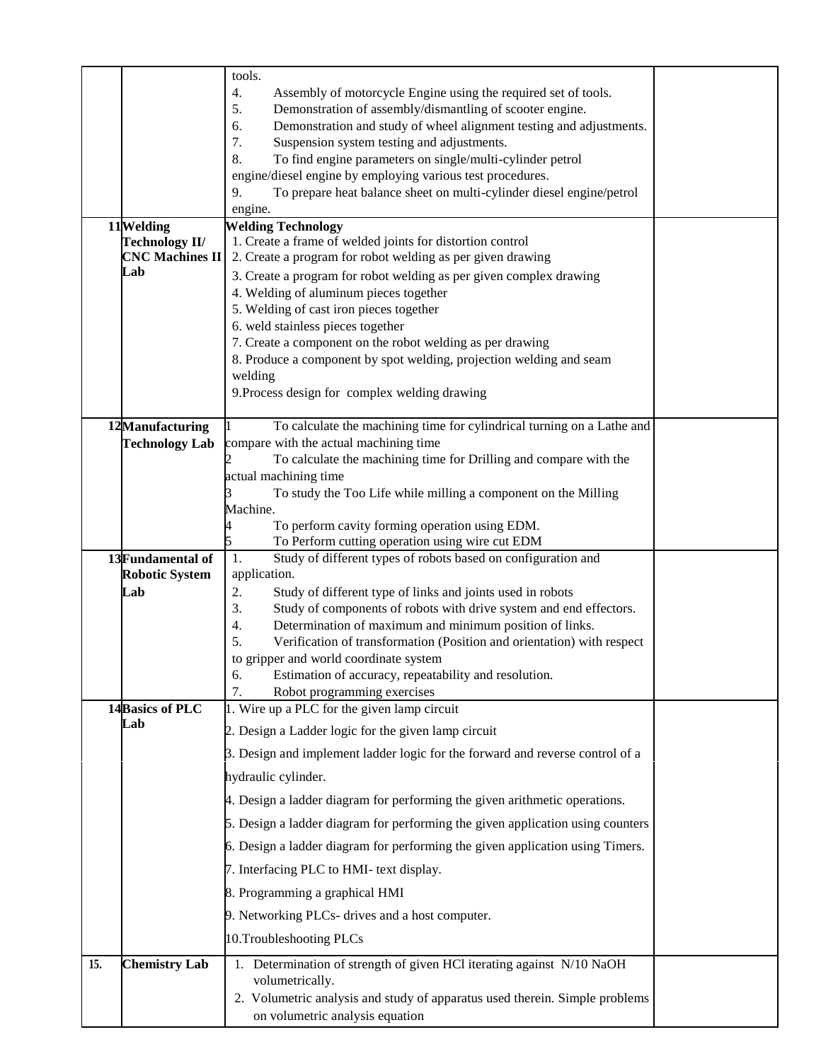| | | | |
|---|---|---|---|
| | | tools.<br>4. Assembly of motorcycle Engine using the required set of tools.<br>5. Demonstration of assembly/dismantling of scooter engine.<br>6. Demonstration and study of wheel alignment testing and adjustments.<br>7. Suspension system testing and adjustments.<br>8. To find engine parameters on single/multi-cylinder petrol engine/diesel engine by employing various test procedures.<br>9. To prepare heat balance sheet on multi-cylinder diesel engine/petrol engine. | |
| 11 | **Welding Technology II/ CNC Machines II Lab** | **Welding Technology**<br>1. Create a frame of welded joints for distortion control<br>2. Create a program for robot welding as per given drawing<br>3. Create a program for robot welding as per given complex drawing<br>4. Welding of aluminum pieces together<br>5. Welding of cast iron pieces together<br>6. weld stainless pieces together<br>7. Create a component on the robot welding as per drawing<br>8. Produce a component by spot welding, projection welding and seam welding<br>9.Process design for complex welding drawing | |
| 12 | **Manufacturing Technology Lab** | 1 To calculate the machining time for cylindrical turning on a Lathe and compare with the actual machining time<br>2 To calculate the machining time for Drilling and compare with the actual machining time<br>3 To study the Too Life while milling a component on the Milling Machine.<br>4 To perform cavity forming operation using EDM.<br>5 To Perform cutting operation using wire cut EDM | |
| 13 | **Fundamental of Robotic System Lab** | 1. Study of different types of robots based on configuration and application.<br>2. Study of different type of links and joints used in robots<br>3. Study of components of robots with drive system and end effectors.<br>4. Determination of maximum and minimum position of links.<br>5. Verification of transformation (Position and orientation) with respect to gripper and world coordinate system<br>6. Estimation of accuracy, repeatability and resolution.<br>7. Robot programming exercises | |
| 14 | **Basics of PLC Lab** | 1. Wire up a PLC for the given lamp circuit<br>2. Design a Ladder logic for the given lamp circuit<br>3. Design and implement ladder logic for the forward and reverse control of a hydraulic cylinder.<br>4. Design a ladder diagram for performing the given arithmetic operations.<br>5. Design a ladder diagram for performing the given application using counters<br>6. Design a ladder diagram for performing the given application using Timers.<br>7. Interfacing PLC to HMI- text display.<br>8. Programming a graphical HMI<br>9. Networking PLCs- drives and a host computer.<br>10.Troubleshooting PLCs | |
| 15. | **Chemistry Lab** | 1. Determination of strength of given HCl iterating against N/10 NaOH volumetrically.<br>2. Volumetric analysis and study of apparatus used therein. Simple problems on volumetric analysis equation | |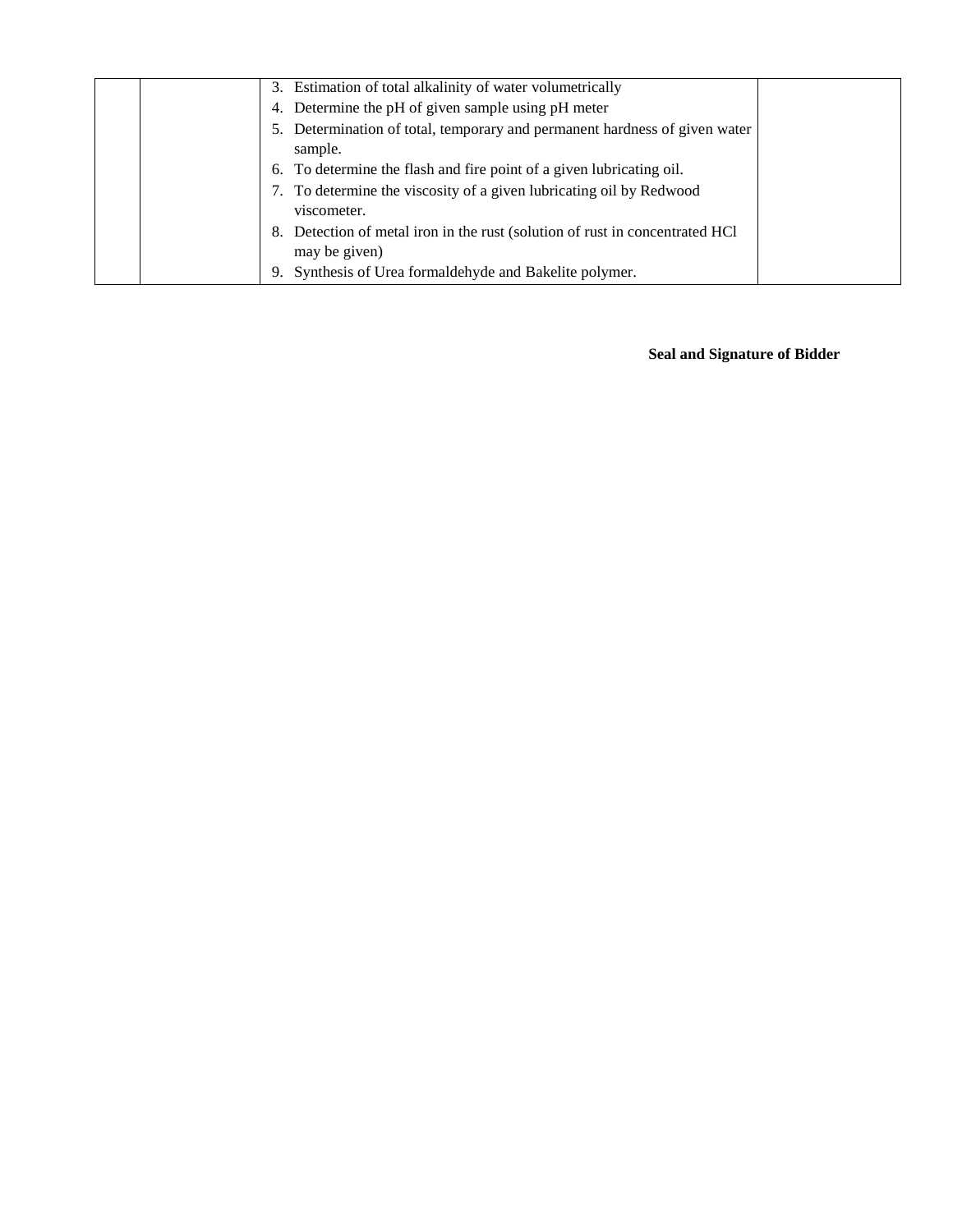| | | | |
|---|---|---|---|
| | | 3. Estimation of total alkalinity of water volumetrically<br>4. Determine the pH of given sample using pH meter<br>5. Determination of total, temporary and permanent hardness of given water sample.<br>6. To determine the flash and fire point of a given lubricating oil.<br>7. To determine the viscosity of a given lubricating oil by Redwood viscometer.<br>8. Detection of metal iron in the rust (solution of rust in concentrated HCl may be given)<br>9. Synthesis of Urea formaldehyde and Bakelite polymer. | |

**Seal and Signature of Bidder**